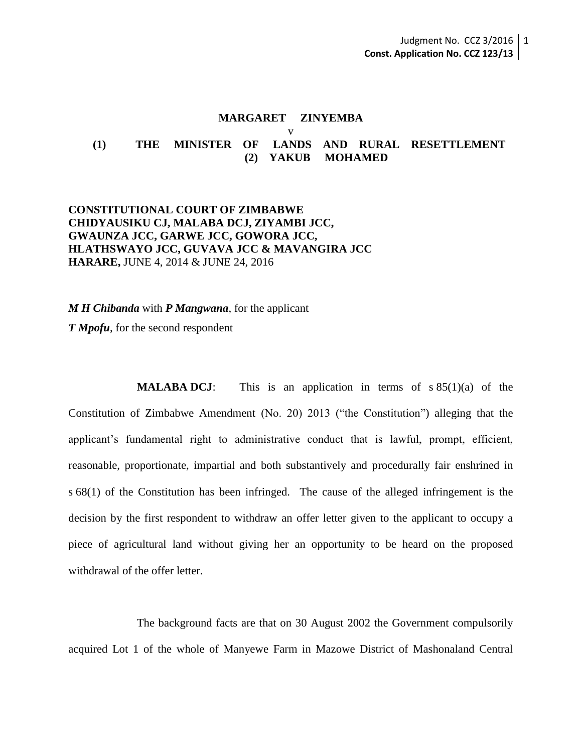**MARGARET ZINYEMBA**

v

**(1) THE MINISTER OF LANDS AND RURAL RESETTLEMENT (2) YAKUB MOHAMED**

**CONSTITUTIONAL COURT OF ZIMBABWE**
**CHIDYAUSIKU CJ, MALABA DCJ, ZIYAMBI JCC,**
**GWAUNZA JCC, GARWE JCC, GOWORA JCC,**
**HLATHSWAYO JCC, GUVAVA JCC & MAVANGIRA JCC**
**HARARE,** JUNE 4, 2014 & JUNE 24, 2016

***M H Chibanda*** with ***P Mangwana***, for the applicant

***T Mpofu***, for the second respondent

**MALABA DCJ**: This is an application in terms of s 85(1)(a) of the Constitution of Zimbabwe Amendment (No. 20) 2013 ("the Constitution") alleging that the applicant's fundamental right to administrative conduct that is lawful, prompt, efficient, reasonable, proportionate, impartial and both substantively and procedurally fair enshrined in s 68(1) of the Constitution has been infringed. The cause of the alleged infringement is the decision by the first respondent to withdraw an offer letter given to the applicant to occupy a piece of agricultural land without giving her an opportunity to be heard on the proposed withdrawal of the offer letter.

The background facts are that on 30 August 2002 the Government compulsorily acquired Lot 1 of the whole of Manyewe Farm in Mazowe District of Mashonaland Central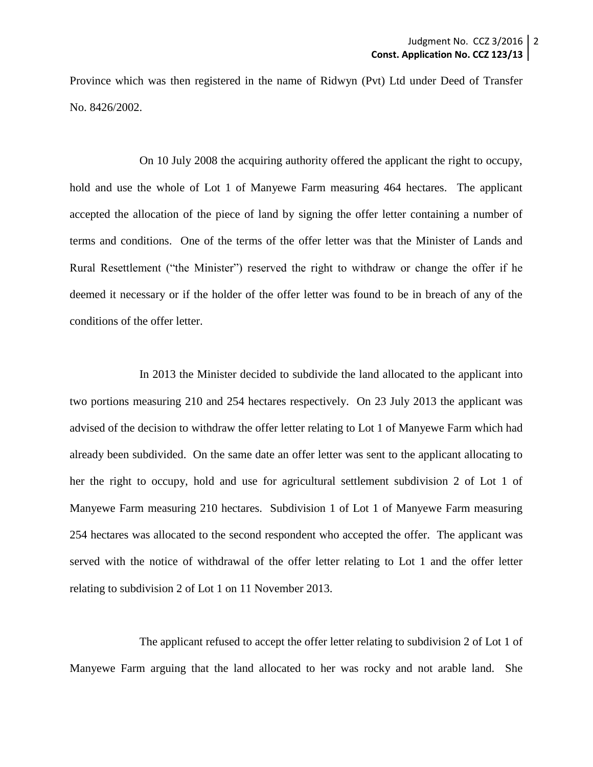Province which was then registered in the name of Ridwyn (Pvt) Ltd under Deed of Transfer No. 8426/2002.

On 10 July 2008 the acquiring authority offered the applicant the right to occupy, hold and use the whole of Lot 1 of Manyewe Farm measuring 464 hectares. The applicant accepted the allocation of the piece of land by signing the offer letter containing a number of terms and conditions. One of the terms of the offer letter was that the Minister of Lands and Rural Resettlement ("the Minister") reserved the right to withdraw or change the offer if he deemed it necessary or if the holder of the offer letter was found to be in breach of any of the conditions of the offer letter.

In 2013 the Minister decided to subdivide the land allocated to the applicant into two portions measuring 210 and 254 hectares respectively. On 23 July 2013 the applicant was advised of the decision to withdraw the offer letter relating to Lot 1 of Manyewe Farm which had already been subdivided. On the same date an offer letter was sent to the applicant allocating to her the right to occupy, hold and use for agricultural settlement subdivision 2 of Lot 1 of Manyewe Farm measuring 210 hectares. Subdivision 1 of Lot 1 of Manyewe Farm measuring 254 hectares was allocated to the second respondent who accepted the offer. The applicant was served with the notice of withdrawal of the offer letter relating to Lot 1 and the offer letter relating to subdivision 2 of Lot 1 on 11 November 2013.

The applicant refused to accept the offer letter relating to subdivision 2 of Lot 1 of Manyewe Farm arguing that the land allocated to her was rocky and not arable land. She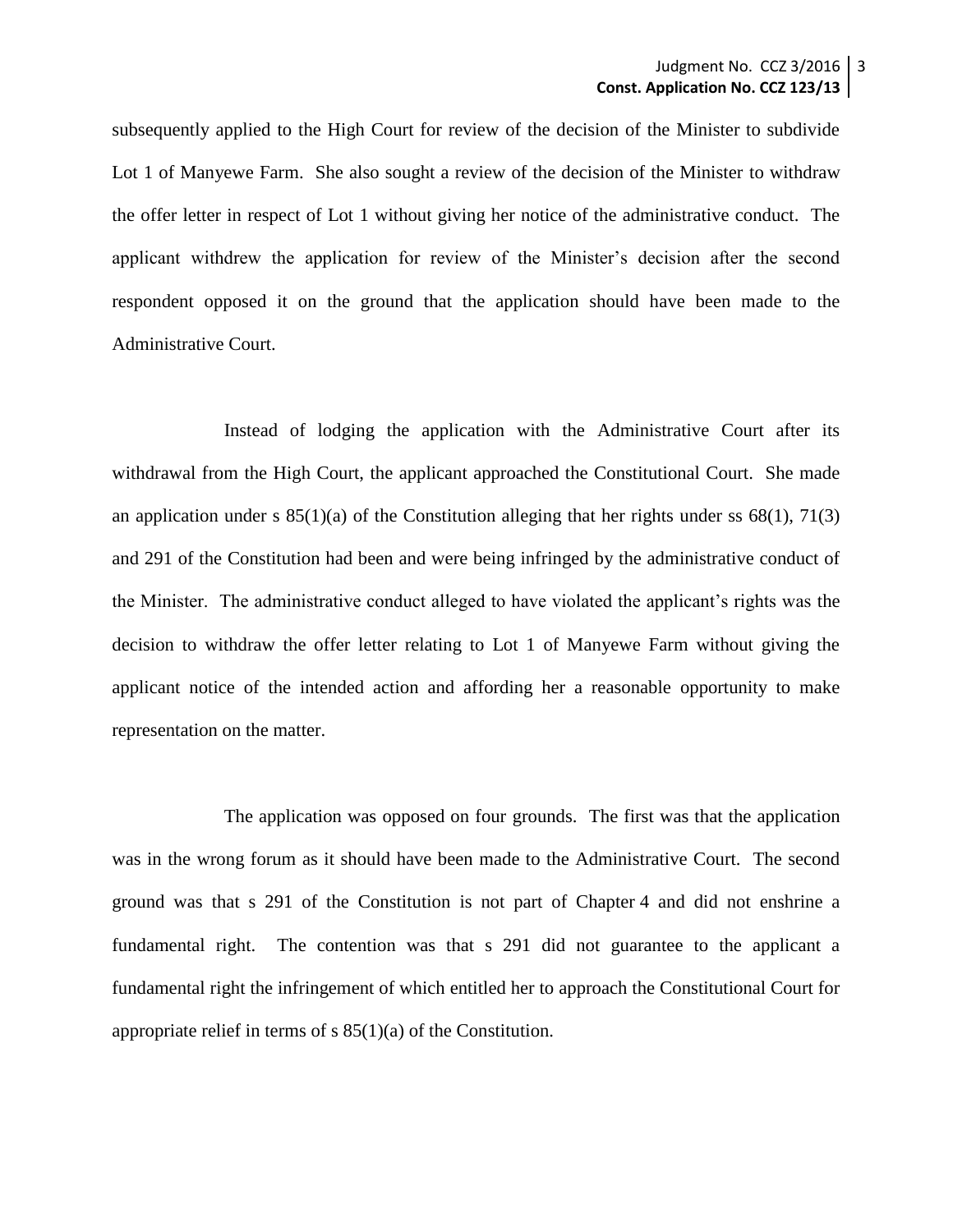subsequently applied to the High Court for review of the decision of the Minister to subdivide Lot 1 of Manyewe Farm. She also sought a review of the decision of the Minister to withdraw the offer letter in respect of Lot 1 without giving her notice of the administrative conduct. The applicant withdrew the application for review of the Minister's decision after the second respondent opposed it on the ground that the application should have been made to the Administrative Court.

Instead of lodging the application with the Administrative Court after its withdrawal from the High Court, the applicant approached the Constitutional Court. She made an application under s 85(1)(a) of the Constitution alleging that her rights under ss 68(1), 71(3) and 291 of the Constitution had been and were being infringed by the administrative conduct of the Minister. The administrative conduct alleged to have violated the applicant's rights was the decision to withdraw the offer letter relating to Lot 1 of Manyewe Farm without giving the applicant notice of the intended action and affording her a reasonable opportunity to make representation on the matter.

The application was opposed on four grounds. The first was that the application was in the wrong forum as it should have been made to the Administrative Court. The second ground was that s 291 of the Constitution is not part of Chapter 4 and did not enshrine a fundamental right. The contention was that s 291 did not guarantee to the applicant a fundamental right the infringement of which entitled her to approach the Constitutional Court for appropriate relief in terms of s 85(1)(a) of the Constitution.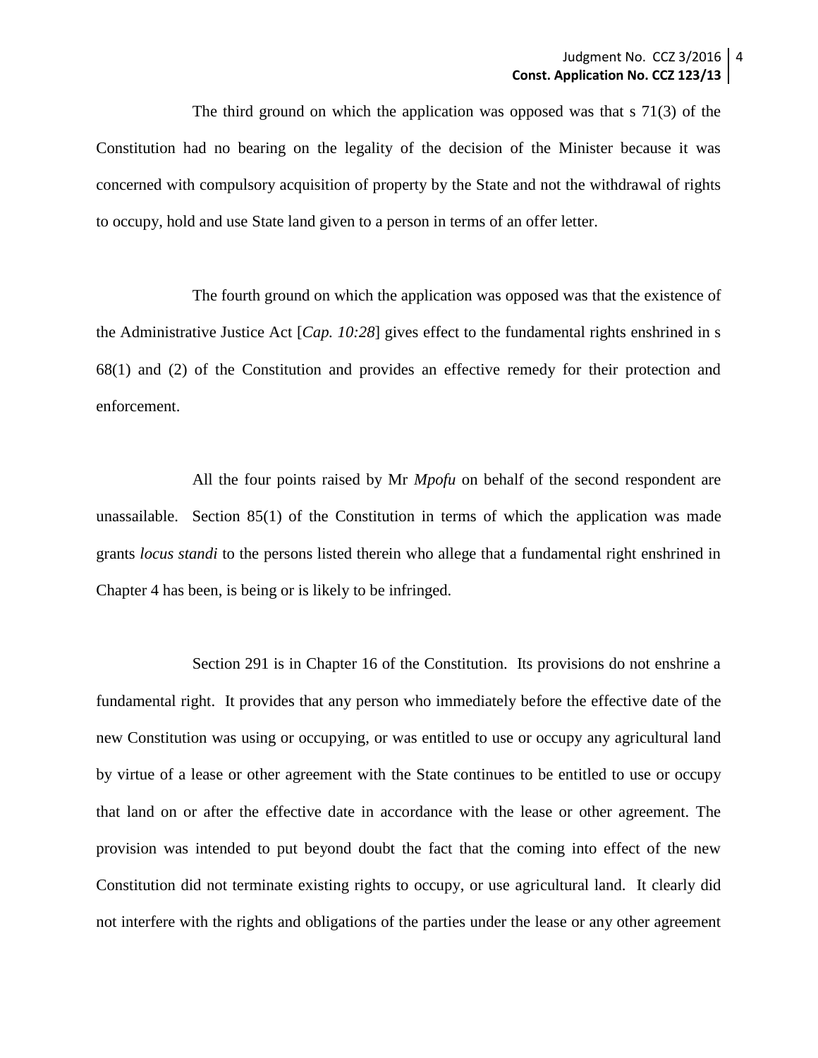The third ground on which the application was opposed was that s 71(3) of the Constitution had no bearing on the legality of the decision of the Minister because it was concerned with compulsory acquisition of property by the State and not the withdrawal of rights to occupy, hold and use State land given to a person in terms of an offer letter.

The fourth ground on which the application was opposed was that the existence of the Administrative Justice Act [*Cap. 10:28*] gives effect to the fundamental rights enshrined in s 68(1) and (2) of the Constitution and provides an effective remedy for their protection and enforcement.

All the four points raised by Mr *Mpofu* on behalf of the second respondent are unassailable. Section 85(1) of the Constitution in terms of which the application was made grants *locus standi* to the persons listed therein who allege that a fundamental right enshrined in Chapter 4 has been, is being or is likely to be infringed.

Section 291 is in Chapter 16 of the Constitution. Its provisions do not enshrine a fundamental right. It provides that any person who immediately before the effective date of the new Constitution was using or occupying, or was entitled to use or occupy any agricultural land by virtue of a lease or other agreement with the State continues to be entitled to use or occupy that land on or after the effective date in accordance with the lease or other agreement. The provision was intended to put beyond doubt the fact that the coming into effect of the new Constitution did not terminate existing rights to occupy, or use agricultural land. It clearly did not interfere with the rights and obligations of the parties under the lease or any other agreement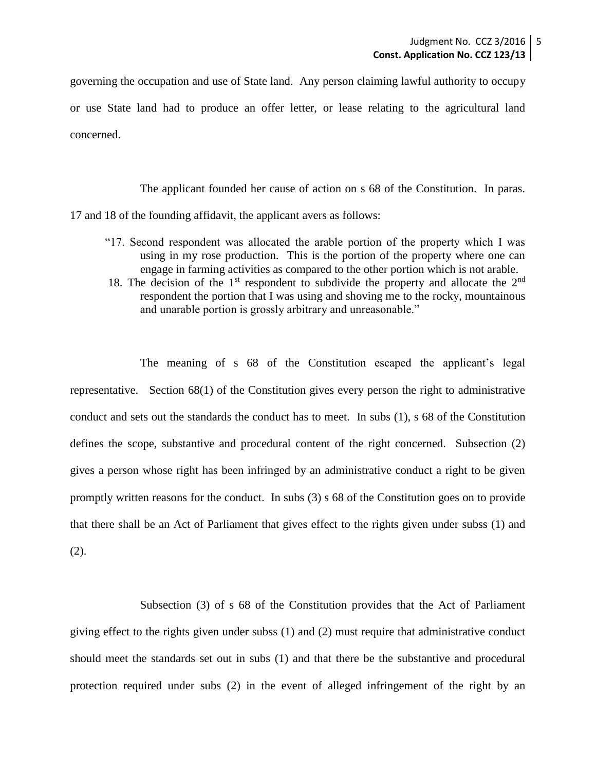governing the occupation and use of State land. Any person claiming lawful authority to occupy or use State land had to produce an offer letter, or lease relating to the agricultural land concerned.

The applicant founded her cause of action on s 68 of the Constitution. In paras. 17 and 18 of the founding affidavit, the applicant avers as follows:

> "17. Second respondent was allocated the arable portion of the property which I was using in my rose production. This is the portion of the property where one can engage in farming activities as compared to the other portion which is not arable.
>
> 18. The decision of the 1st respondent to subdivide the property and allocate the 2nd respondent the portion that I was using and shoving me to the rocky, mountainous and unarable portion is grossly arbitrary and unreasonable."

The meaning of s 68 of the Constitution escaped the applicant's legal representative. Section 68(1) of the Constitution gives every person the right to administrative conduct and sets out the standards the conduct has to meet. In subs (1), s 68 of the Constitution defines the scope, substantive and procedural content of the right concerned. Subsection (2) gives a person whose right has been infringed by an administrative conduct a right to be given promptly written reasons for the conduct. In subs (3) s 68 of the Constitution goes on to provide that there shall be an Act of Parliament that gives effect to the rights given under subss (1) and (2).

Subsection (3) of s 68 of the Constitution provides that the Act of Parliament giving effect to the rights given under subss (1) and (2) must require that administrative conduct should meet the standards set out in subs (1) and that there be the substantive and procedural protection required under subs (2) in the event of alleged infringement of the right by an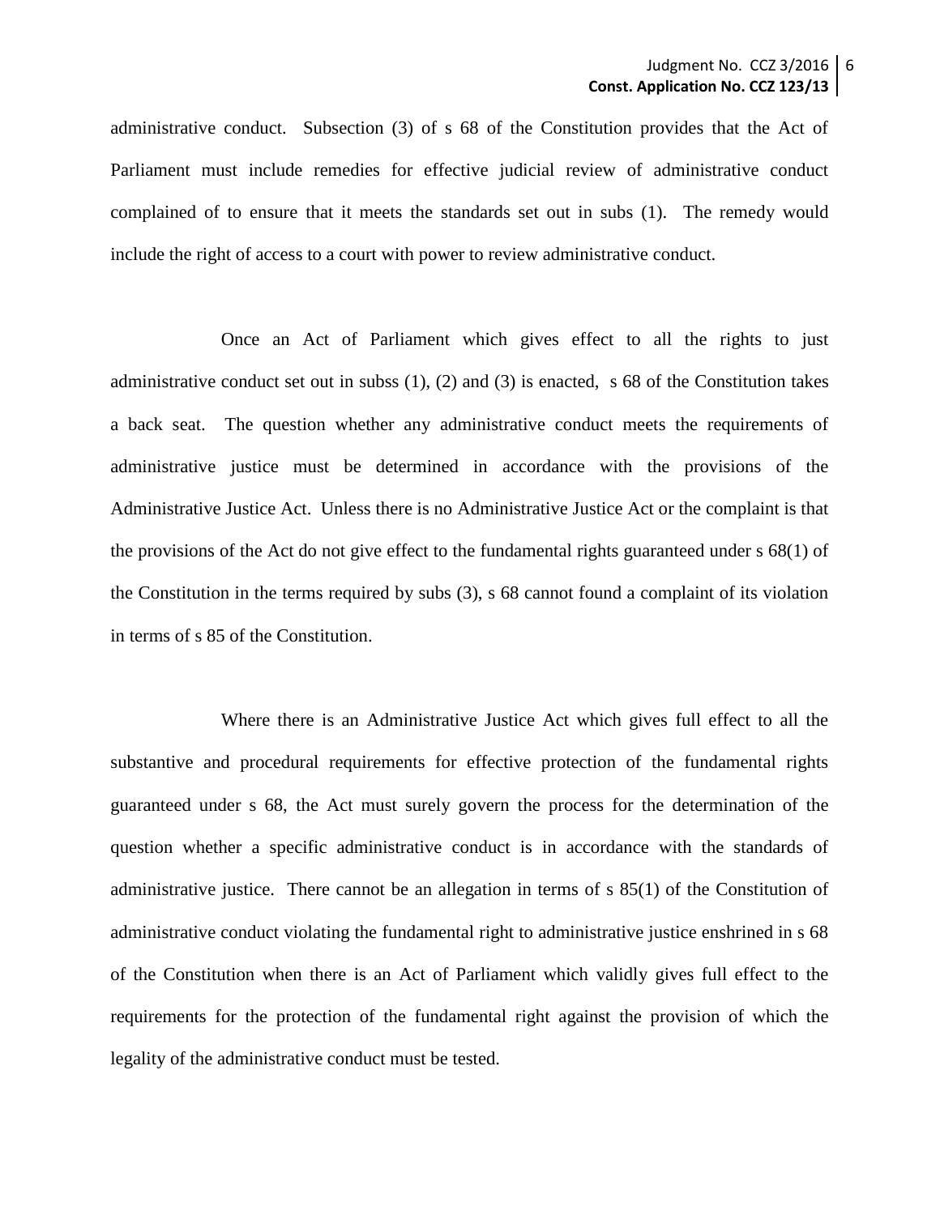administrative conduct. Subsection (3) of s 68 of the Constitution provides that the Act of Parliament must include remedies for effective judicial review of administrative conduct complained of to ensure that it meets the standards set out in subs (1). The remedy would include the right of access to a court with power to review administrative conduct.

Once an Act of Parliament which gives effect to all the rights to just administrative conduct set out in subss (1), (2) and (3) is enacted, s 68 of the Constitution takes a back seat. The question whether any administrative conduct meets the requirements of administrative justice must be determined in accordance with the provisions of the Administrative Justice Act. Unless there is no Administrative Justice Act or the complaint is that the provisions of the Act do not give effect to the fundamental rights guaranteed under s 68(1) of the Constitution in the terms required by subs (3), s 68 cannot found a complaint of its violation in terms of s 85 of the Constitution.

Where there is an Administrative Justice Act which gives full effect to all the substantive and procedural requirements for effective protection of the fundamental rights guaranteed under s 68, the Act must surely govern the process for the determination of the question whether a specific administrative conduct is in accordance with the standards of administrative justice. There cannot be an allegation in terms of s 85(1) of the Constitution of administrative conduct violating the fundamental right to administrative justice enshrined in s 68 of the Constitution when there is an Act of Parliament which validly gives full effect to the requirements for the protection of the fundamental right against the provision of which the legality of the administrative conduct must be tested.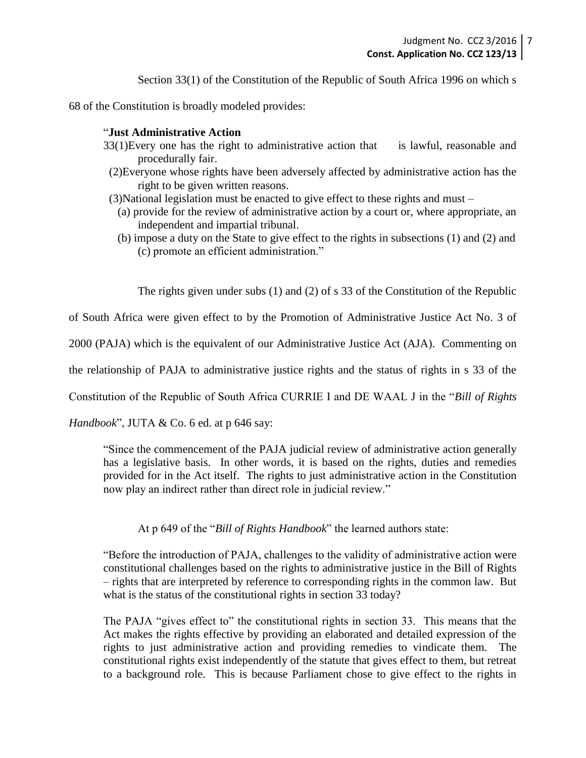Section 33(1) of the Constitution of the Republic of South Africa 1996 on which s 68 of the Constitution is broadly modeled provides:

> "**Just Administrative Action**
> 33(1)Every one has the right to administrative action that is lawful, reasonable and procedurally fair.
> (2)Everyone whose rights have been adversely affected by administrative action has the right to be given written reasons.
> (3)National legislation must be enacted to give effect to these rights and must –
> (a) provide for the review of administrative action by a court or, where appropriate, an independent and impartial tribunal.
> (b) impose a duty on the State to give effect to the rights in subsections (1) and (2) and
> (c) promote an efficient administration."

The rights given under subs (1) and (2) of s 33 of the Constitution of the Republic of South Africa were given effect to by the Promotion of Administrative Justice Act No. 3 of 2000 (PAJA) which is the equivalent of our Administrative Justice Act (AJA). Commenting on the relationship of PAJA to administrative justice rights and the status of rights in s 33 of the Constitution of the Republic of South Africa CURRIE I and DE WAAL J in the "*Bill of Rights Handbook*", JUTA & Co. 6 ed. at p 646 say:

> "Since the commencement of the PAJA judicial review of administrative action generally has a legislative basis. In other words, it is based on the rights, duties and remedies provided for in the Act itself. The rights to just administrative action in the Constitution now play an indirect rather than direct role in judicial review."

At p 649 of the "*Bill of Rights Handbook*" the learned authors state:

> "Before the introduction of PAJA, challenges to the validity of administrative action were constitutional challenges based on the rights to administrative justice in the Bill of Rights – rights that are interpreted by reference to corresponding rights in the common law. But what is the status of the constitutional rights in section 33 today?
>
> The PAJA "gives effect to" the constitutional rights in section 33. This means that the Act makes the rights effective by providing an elaborated and detailed expression of the rights to just administrative action and providing remedies to vindicate them. The constitutional rights exist independently of the statute that gives effect to them, but retreat to a background role. This is because Parliament chose to give effect to the rights in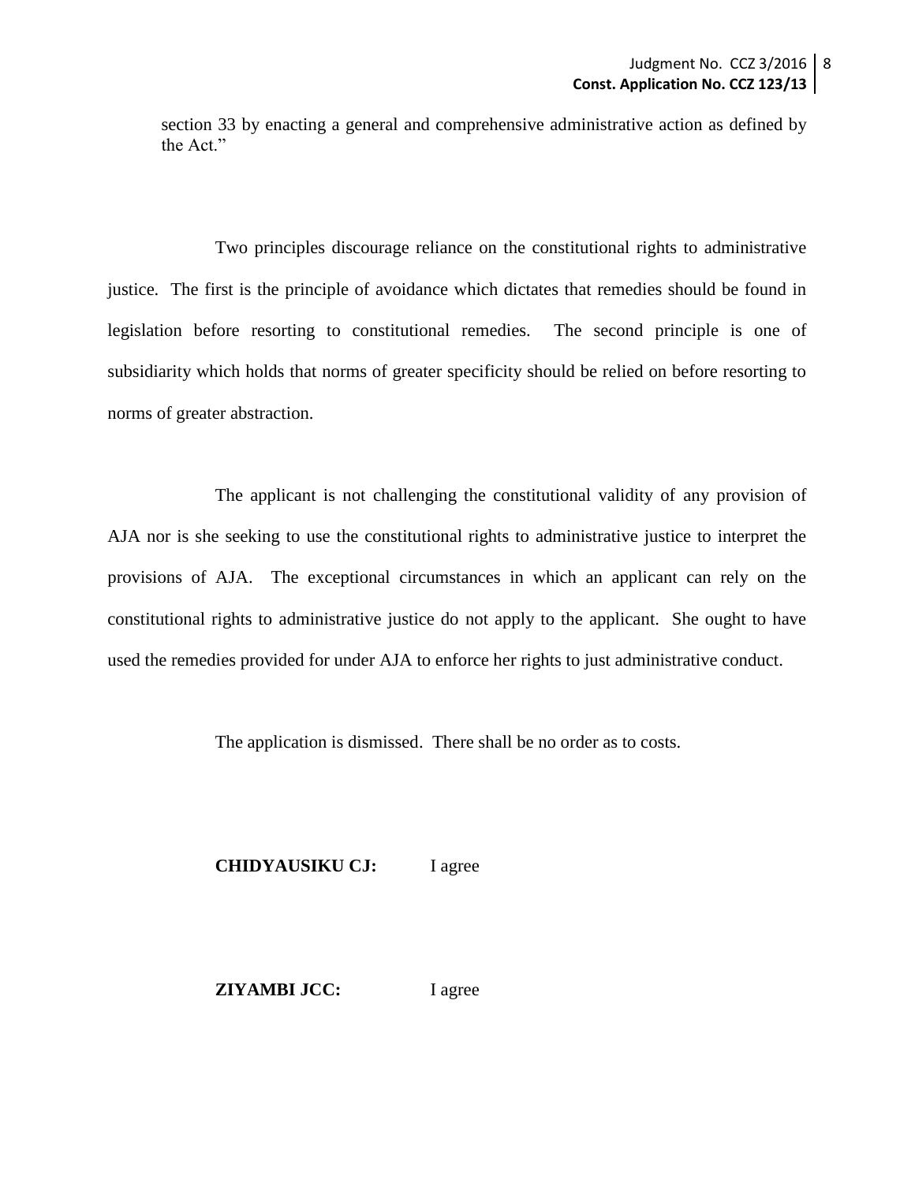section 33 by enacting a general and comprehensive administrative action as defined by the Act."

Two principles discourage reliance on the constitutional rights to administrative justice. The first is the principle of avoidance which dictates that remedies should be found in legislation before resorting to constitutional remedies. The second principle is one of subsidiarity which holds that norms of greater specificity should be relied on before resorting to norms of greater abstraction.

The applicant is not challenging the constitutional validity of any provision of AJA nor is she seeking to use the constitutional rights to administrative justice to interpret the provisions of AJA. The exceptional circumstances in which an applicant can rely on the constitutional rights to administrative justice do not apply to the applicant. She ought to have used the remedies provided for under AJA to enforce her rights to just administrative conduct.

The application is dismissed. There shall be no order as to costs.

**CHIDYAUSIKU CJ:** I agree

**ZIYAMBI JCC:** I agree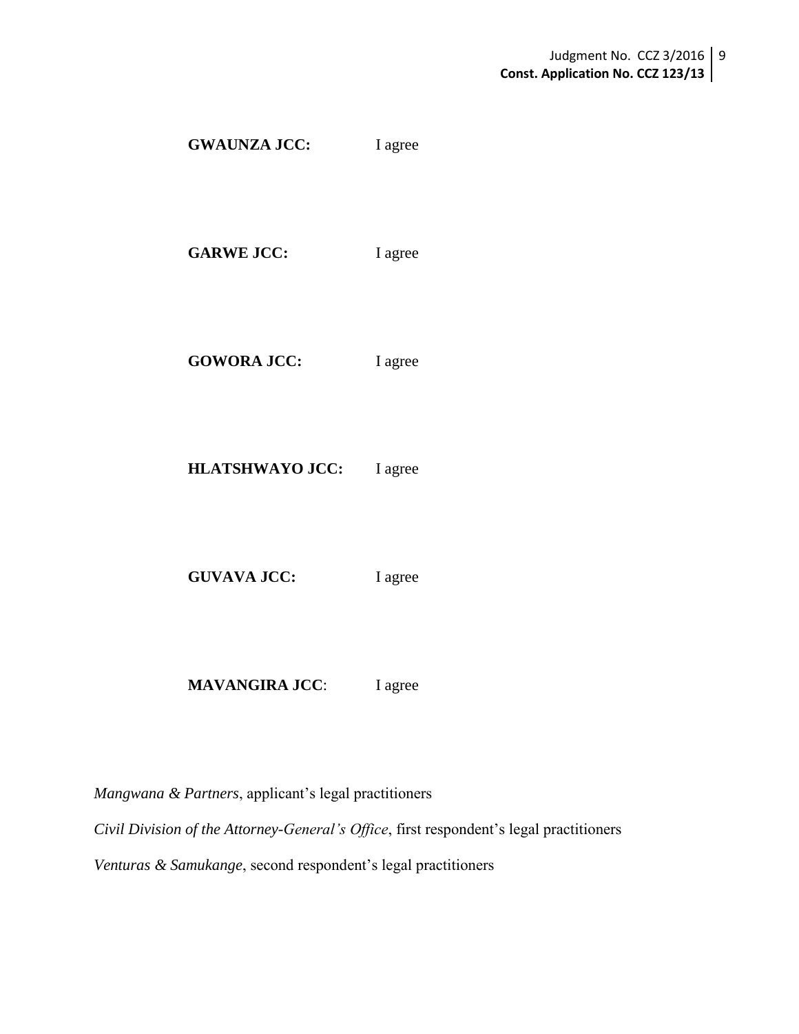**GWAUNZA JCC:** I agree

**GARWE JCC:** I agree

**GOWORA JCC:** I agree

**HLATSHWAYO JCC:** I agree

**GUVAVA JCC:** I agree

**MAVANGIRA JCC**: I agree

*Mangwana & Partners*, applicant's legal practitioners

*Civil Division of the Attorney-General's Office*, first respondent's legal practitioners

*Venturas & Samukange*, second respondent's legal practitioners